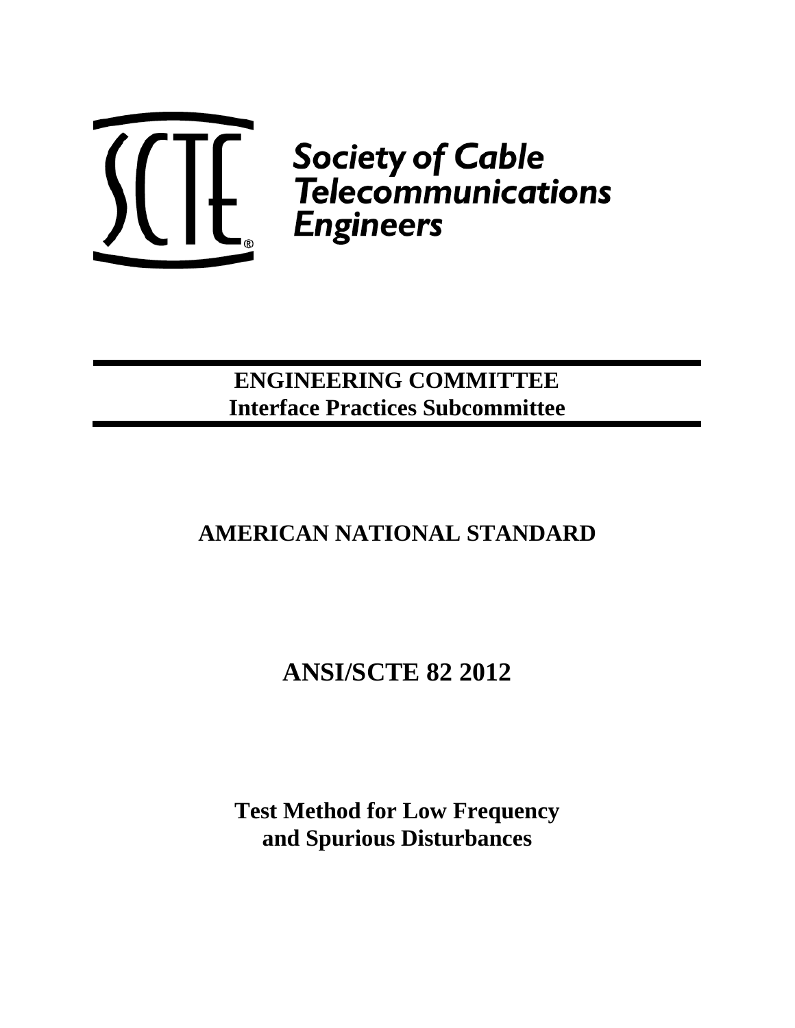Society of Cable Telecommunications Engineers

**ENGINEERING COMMITTEE**
**Interface Practices Subcommittee**

# AMERICAN NATIONAL STANDARD

# ANSI/SCTE 82 2012

## Test Method for Low Frequency and Spurious Disturbances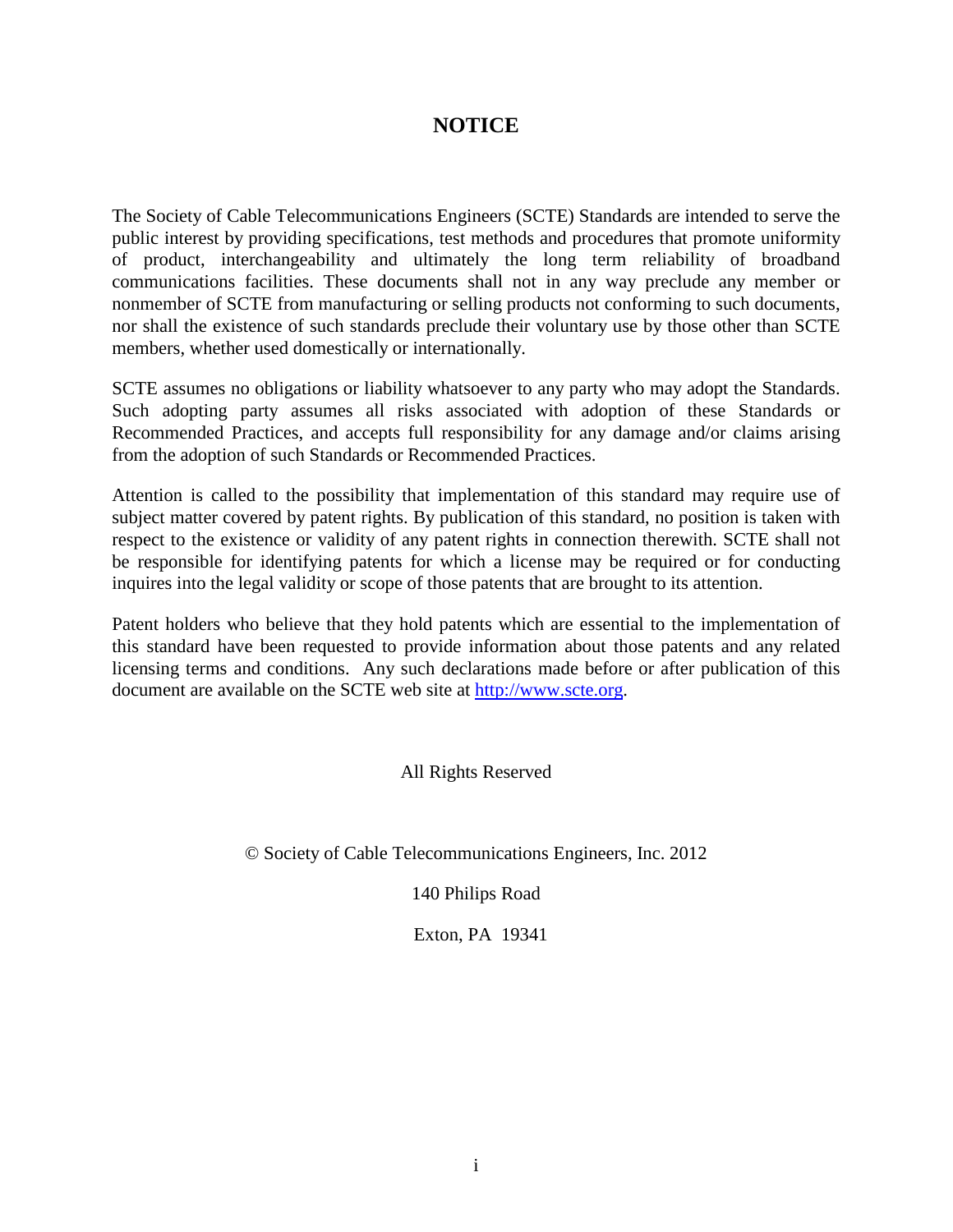# NOTICE

The Society of Cable Telecommunications Engineers (SCTE) Standards are intended to serve the public interest by providing specifications, test methods and procedures that promote uniformity of product, interchangeability and ultimately the long term reliability of broadband communications facilities. These documents shall not in any way preclude any member or nonmember of SCTE from manufacturing or selling products not conforming to such documents, nor shall the existence of such standards preclude their voluntary use by those other than SCTE members, whether used domestically or internationally.

SCTE assumes no obligations or liability whatsoever to any party who may adopt the Standards. Such adopting party assumes all risks associated with adoption of these Standards or Recommended Practices, and accepts full responsibility for any damage and/or claims arising from the adoption of such Standards or Recommended Practices.

Attention is called to the possibility that implementation of this standard may require use of subject matter covered by patent rights. By publication of this standard, no position is taken with respect to the existence or validity of any patent rights in connection therewith. SCTE shall not be responsible for identifying patents for which a license may be required or for conducting inquires into the legal validity or scope of those patents that are brought to its attention.

Patent holders who believe that they hold patents which are essential to the implementation of this standard have been requested to provide information about those patents and any related licensing terms and conditions. Any such declarations made before or after publication of this document are available on the SCTE web site at http://www.scte.org.

All Rights Reserved

© Society of Cable Telecommunications Engineers, Inc. 2012

140 Philips Road

Exton, PA 19341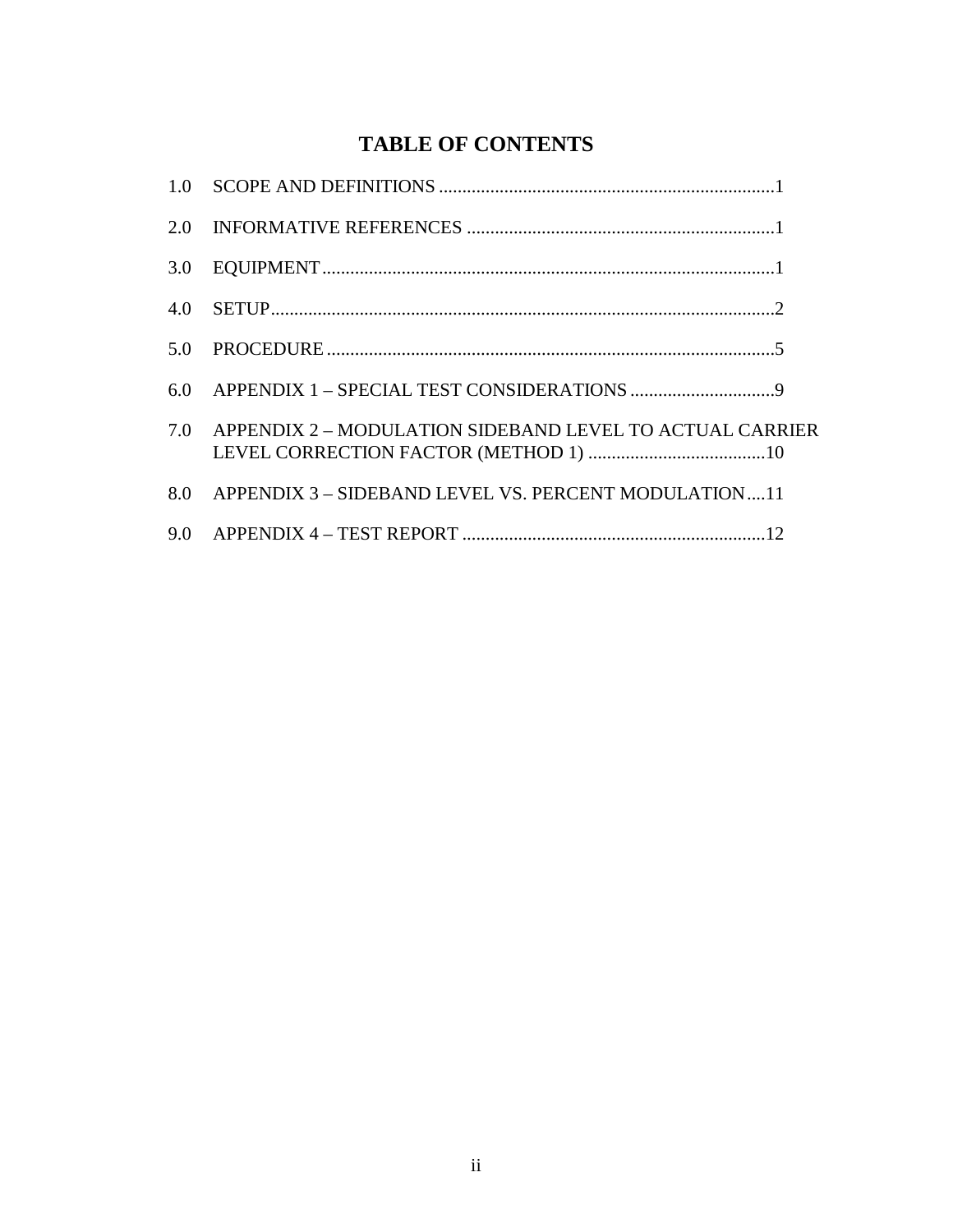# TABLE OF CONTENTS

1.0 SCOPE AND DEFINITIONS ........................................................................1

2.0 INFORMATIVE REFERENCES ..................................................................1

3.0 EQUIPMENT ..................................................................................................1

4.0 SETUP............................................................................................................2

5.0 PROCEDURE ................................................................................................5

6.0 APPENDIX 1 – SPECIAL TEST CONSIDERATIONS ...............................9

7.0 APPENDIX 2 – MODULATION SIDEBAND LEVEL TO ACTUAL CARRIER LEVEL CORRECTION FACTOR (METHOD 1) ......................................10

8.0 APPENDIX 3 – SIDEBAND LEVEL VS. PERCENT MODULATION....11

9.0 APPENDIX 4 – TEST REPORT .................................................................12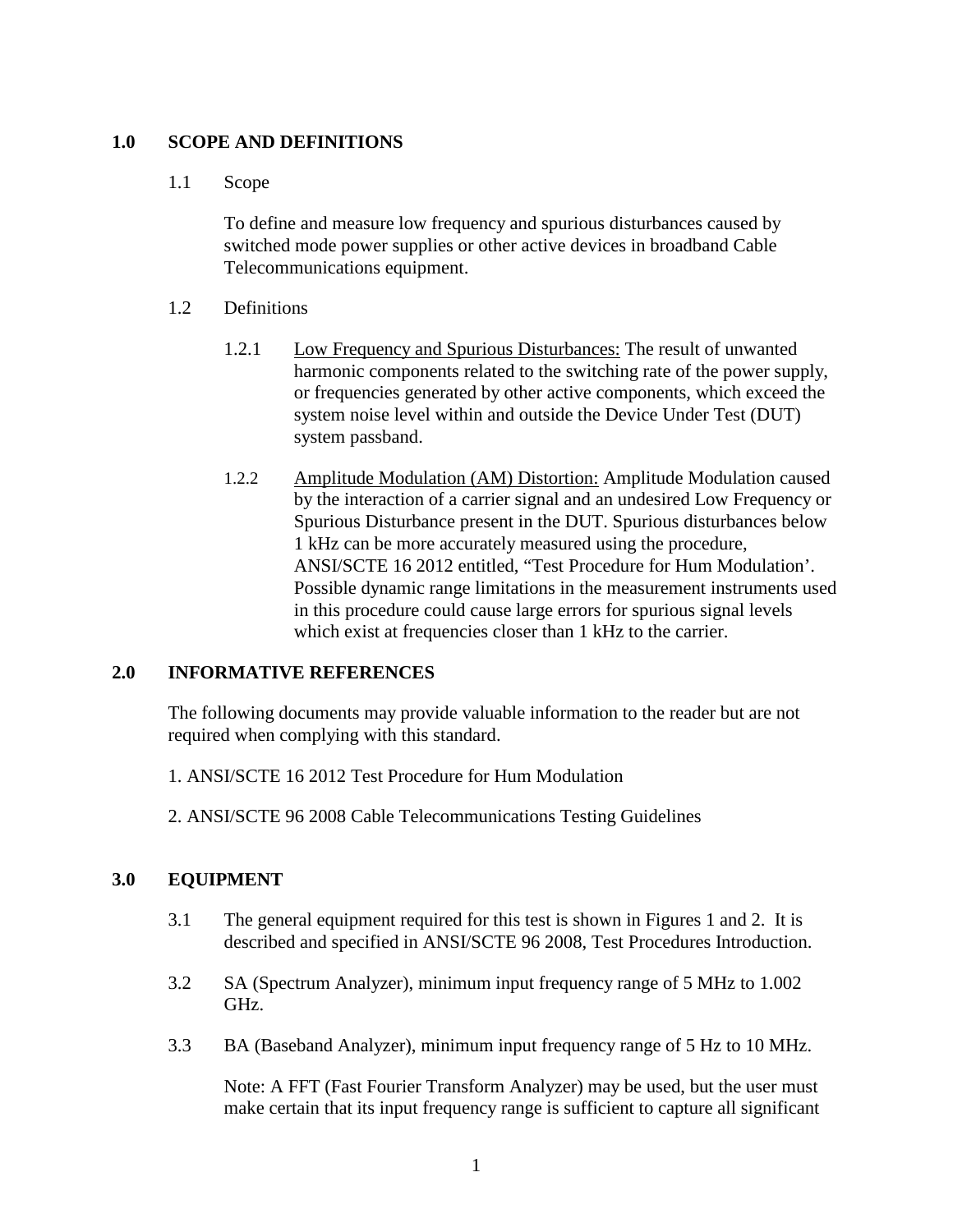## 1.0 SCOPE AND DEFINITIONS

1.1 Scope

To define and measure low frequency and spurious disturbances caused by switched mode power supplies or other active devices in broadband Cable Telecommunications equipment.

1.2 Definitions

1.2.1 Low Frequency and Spurious Disturbances: The result of unwanted harmonic components related to the switching rate of the power supply, or frequencies generated by other active components, which exceed the system noise level within and outside the Device Under Test (DUT) system passband.

1.2.2 Amplitude Modulation (AM) Distortion: Amplitude Modulation caused by the interaction of a carrier signal and an undesired Low Frequency or Spurious Disturbance present in the DUT. Spurious disturbances below 1 kHz can be more accurately measured using the procedure, ANSI/SCTE 16 2012 entitled, "Test Procedure for Hum Modulation'. Possible dynamic range limitations in the measurement instruments used in this procedure could cause large errors for spurious signal levels which exist at frequencies closer than 1 kHz to the carrier.

## 2.0 INFORMATIVE REFERENCES

The following documents may provide valuable information to the reader but are not required when complying with this standard.

1. ANSI/SCTE 16 2012 Test Procedure for Hum Modulation

2. ANSI/SCTE 96 2008 Cable Telecommunications Testing Guidelines

## 3.0 EQUIPMENT

3.1 The general equipment required for this test is shown in Figures 1 and 2. It is described and specified in ANSI/SCTE 96 2008, Test Procedures Introduction.

3.2 SA (Spectrum Analyzer), minimum input frequency range of 5 MHz to 1.002 GHz.

3.3 BA (Baseband Analyzer), minimum input frequency range of 5 Hz to 10 MHz.

Note: A FFT (Fast Fourier Transform Analyzer) may be used, but the user must make certain that its input frequency range is sufficient to capture all significant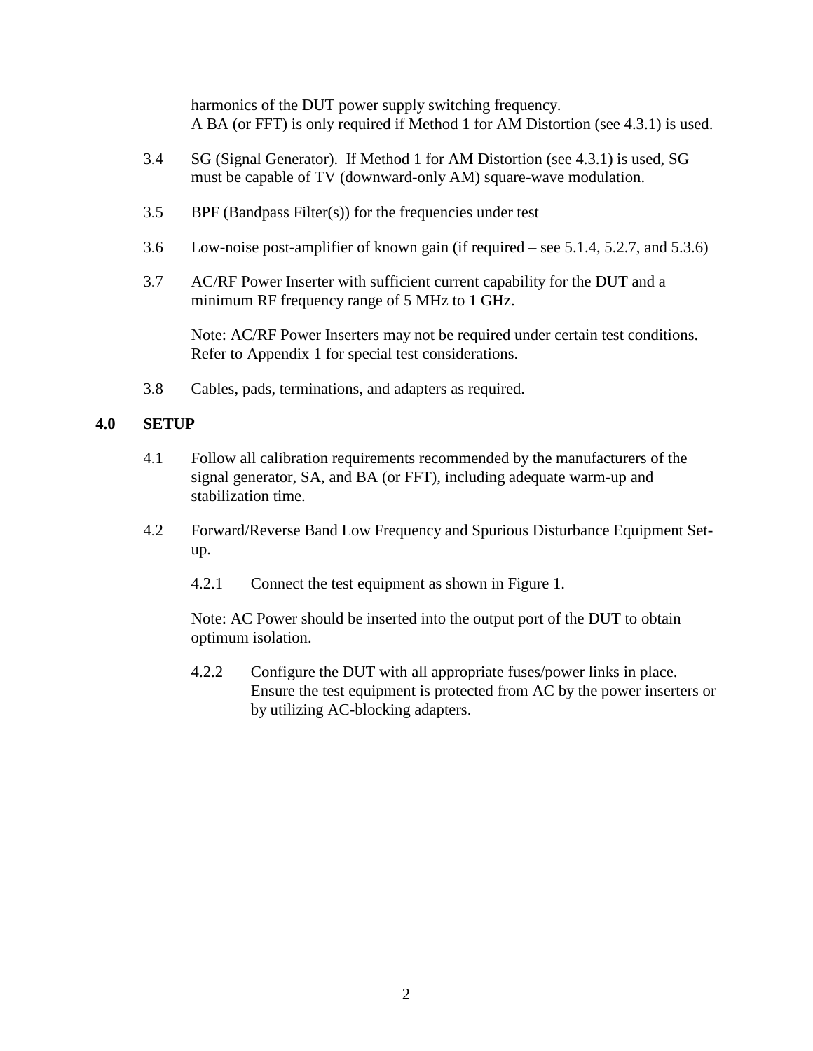harmonics of the DUT power supply switching frequency.
A BA (or FFT) is only required if Method 1 for AM Distortion (see 4.3.1) is used.

3.4 SG (Signal Generator). If Method 1 for AM Distortion (see 4.3.1) is used, SG must be capable of TV (downward-only AM) square-wave modulation.

3.5 BPF (Bandpass Filter(s)) for the frequencies under test

3.6 Low-noise post-amplifier of known gain (if required – see 5.1.4, 5.2.7, and 5.3.6)

3.7 AC/RF Power Inserter with sufficient current capability for the DUT and a minimum RF frequency range of 5 MHz to 1 GHz.

Note: AC/RF Power Inserters may not be required under certain test conditions. Refer to Appendix 1 for special test considerations.

3.8 Cables, pads, terminations, and adapters as required.

## 4.0 SETUP

4.1 Follow all calibration requirements recommended by the manufacturers of the signal generator, SA, and BA (or FFT), including adequate warm-up and stabilization time.

4.2 Forward/Reverse Band Low Frequency and Spurious Disturbance Equipment Set-up.

4.2.1 Connect the test equipment as shown in Figure 1.

Note: AC Power should be inserted into the output port of the DUT to obtain optimum isolation.

4.2.2 Configure the DUT with all appropriate fuses/power links in place. Ensure the test equipment is protected from AC by the power inserters or by utilizing AC-blocking adapters.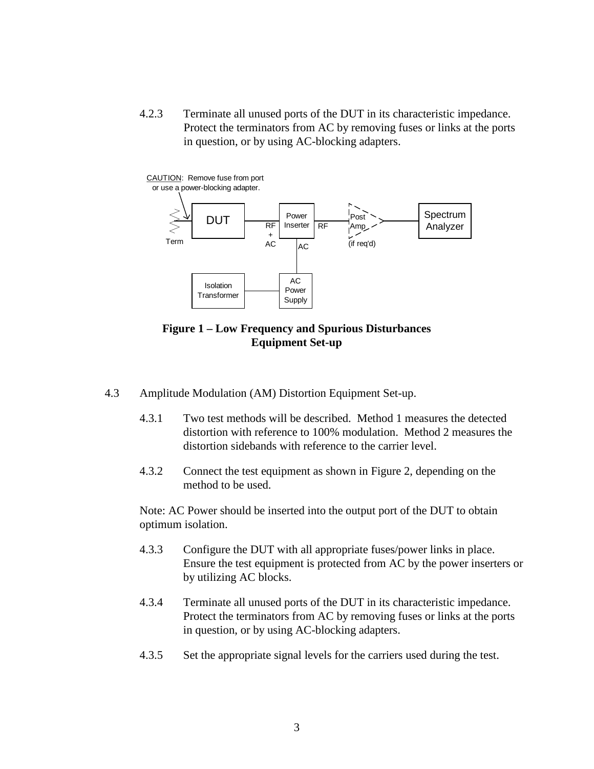4.2.3 Terminate all unused ports of the DUT in its characteristic impedance. Protect the terminators from AC by removing fuses or links at the ports in question, or by using AC-blocking adapters.

CAUTION: Remove fuse from port or use a power-blocking adapter.

Term

DUT

RF + AC

Power Inserter

RF

AC

Post Amp (if req'd)

Spectrum Analyzer

Isolation Transformer

AC Power Supply

**Figure 1 – Low Frequency and Spurious Disturbances Equipment Set-up**

4.3 Amplitude Modulation (AM) Distortion Equipment Set-up.

4.3.1 Two test methods will be described. Method 1 measures the detected distortion with reference to 100% modulation. Method 2 measures the distortion sidebands with reference to the carrier level.

4.3.2 Connect the test equipment as shown in Figure 2, depending on the method to be used.

Note: AC Power should be inserted into the output port of the DUT to obtain optimum isolation.

4.3.3 Configure the DUT with all appropriate fuses/power links in place. Ensure the test equipment is protected from AC by the power inserters or by utilizing AC blocks.

4.3.4 Terminate all unused ports of the DUT in its characteristic impedance. Protect the terminators from AC by removing fuses or links at the ports in question, or by using AC-blocking adapters.

4.3.5 Set the appropriate signal levels for the carriers used during the test.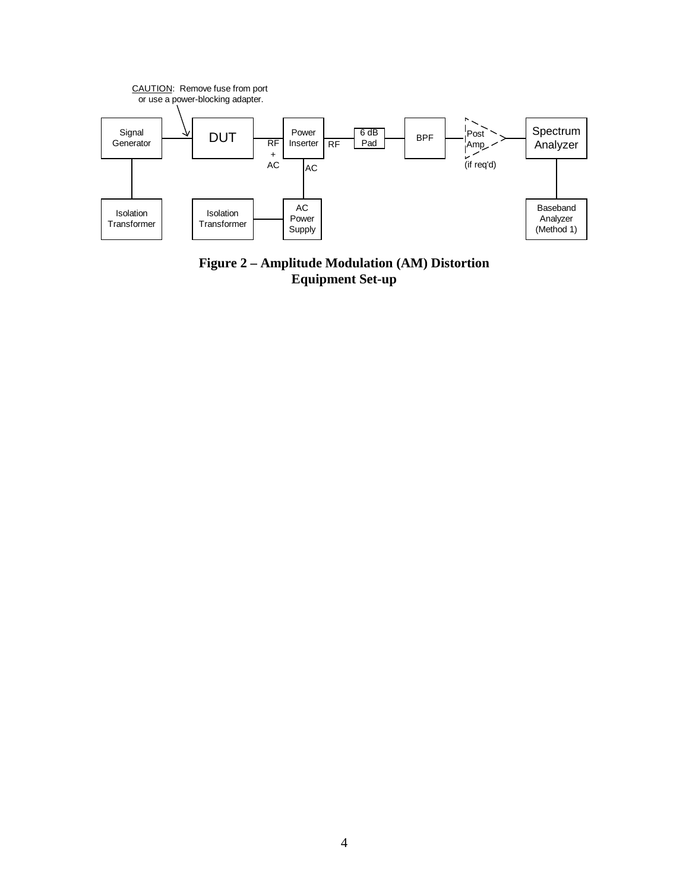CAUTION: Remove fuse from port or use a power-blocking adapter.

Signal Generator

DUT

RF + AC

Power Inserter

RF

6 dB Pad

BPF

Post Amp (if req'd)

Spectrum Analyzer

AC

Isolation Transformer

Isolation Transformer

AC Power Supply

Baseband Analyzer (Method 1)

**Figure 2 – Amplitude Modulation (AM) Distortion Equipment Set-up**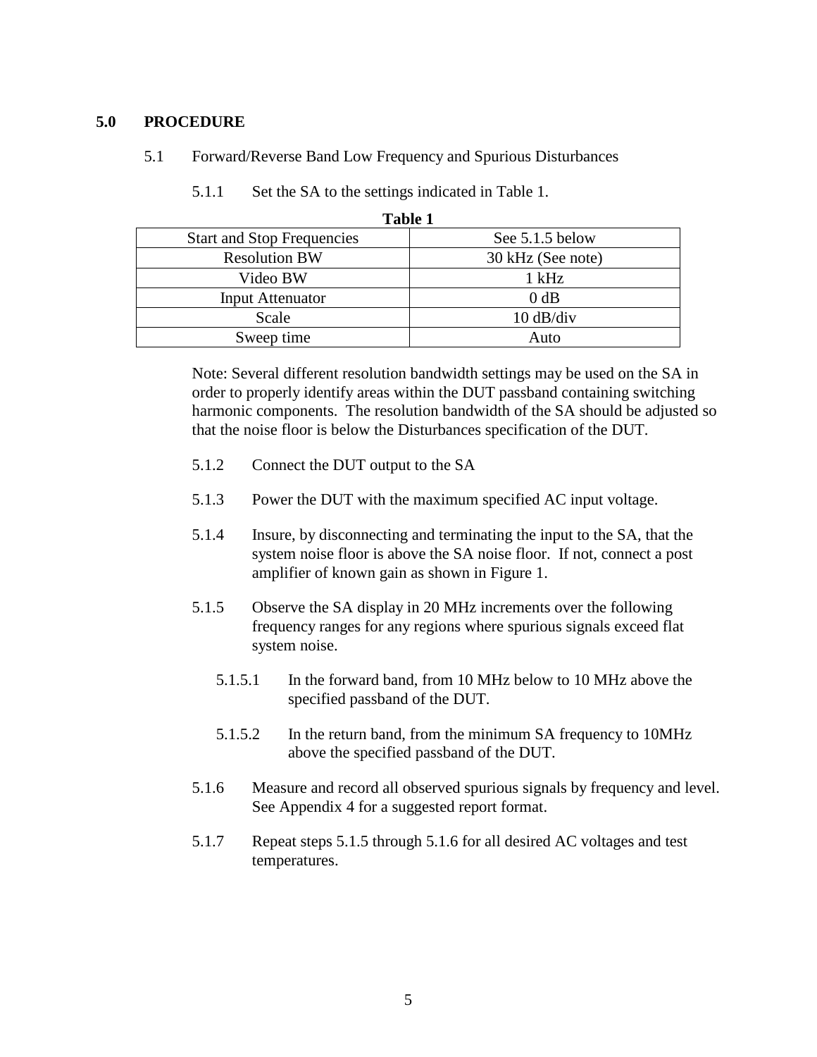## 5.0 PROCEDURE

### 5.1 Forward/Reverse Band Low Frequency and Spurious Disturbances

5.1.1 Set the SA to the settings indicated in Table 1.

**Table 1**

| | |
|---|---|
| Start and Stop Frequencies | See 5.1.5 below |
| Resolution BW | 30 kHz (See note) |
| Video BW | 1 kHz |
| Input Attenuator | 0 dB |
| Scale | 10 dB/div |
| Sweep time | Auto |

Note: Several different resolution bandwidth settings may be used on the SA in order to properly identify areas within the DUT passband containing switching harmonic components. The resolution bandwidth of the SA should be adjusted so that the noise floor is below the Disturbances specification of the DUT.

5.1.2 Connect the DUT output to the SA

5.1.3 Power the DUT with the maximum specified AC input voltage.

5.1.4 Insure, by disconnecting and terminating the input to the SA, that the system noise floor is above the SA noise floor. If not, connect a post amplifier of known gain as shown in Figure 1.

5.1.5 Observe the SA display in 20 MHz increments over the following frequency ranges for any regions where spurious signals exceed flat system noise.

5.1.5.1 In the forward band, from 10 MHz below to 10 MHz above the specified passband of the DUT.

5.1.5.2 In the return band, from the minimum SA frequency to 10MHz above the specified passband of the DUT.

5.1.6 Measure and record all observed spurious signals by frequency and level. See Appendix 4 for a suggested report format.

5.1.7 Repeat steps 5.1.5 through 5.1.6 for all desired AC voltages and test temperatures.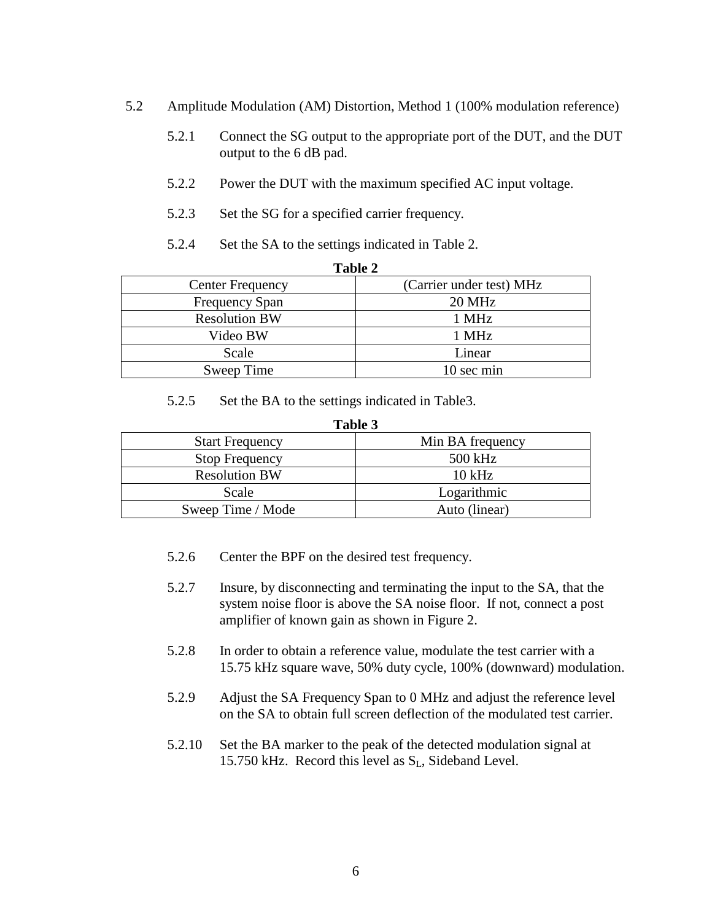## 5.2 Amplitude Modulation (AM) Distortion, Method 1 (100% modulation reference)

5.2.1 Connect the SG output to the appropriate port of the DUT, and the DUT output to the 6 dB pad.

5.2.2 Power the DUT with the maximum specified AC input voltage.

5.2.3 Set the SG for a specified carrier frequency.

5.2.4 Set the SA to the settings indicated in Table 2.

**Table 2**

| | |
|---|---|
| Center Frequency | (Carrier under test) MHz |
| Frequency Span | 20 MHz |
| Resolution BW | 1 MHz |
| Video BW | 1 MHz |
| Scale | Linear |
| Sweep Time | 10 sec min |

5.2.5 Set the BA to the settings indicated in Table3.

**Table 3**

| | |
|---|---|
| Start Frequency | Min BA frequency |
| Stop Frequency | 500 kHz |
| Resolution BW | 10 kHz |
| Scale | Logarithmic |
| Sweep Time / Mode | Auto (linear) |

5.2.6 Center the BPF on the desired test frequency.

5.2.7 Insure, by disconnecting and terminating the input to the SA, that the system noise floor is above the SA noise floor. If not, connect a post amplifier of known gain as shown in Figure 2.

5.2.8 In order to obtain a reference value, modulate the test carrier with a 15.75 kHz square wave, 50% duty cycle, 100% (downward) modulation.

5.2.9 Adjust the SA Frequency Span to 0 MHz and adjust the reference level on the SA to obtain full screen deflection of the modulated test carrier.

5.2.10 Set the BA marker to the peak of the detected modulation signal at 15.750 kHz. Record this level as $S_L$, Sideband Level.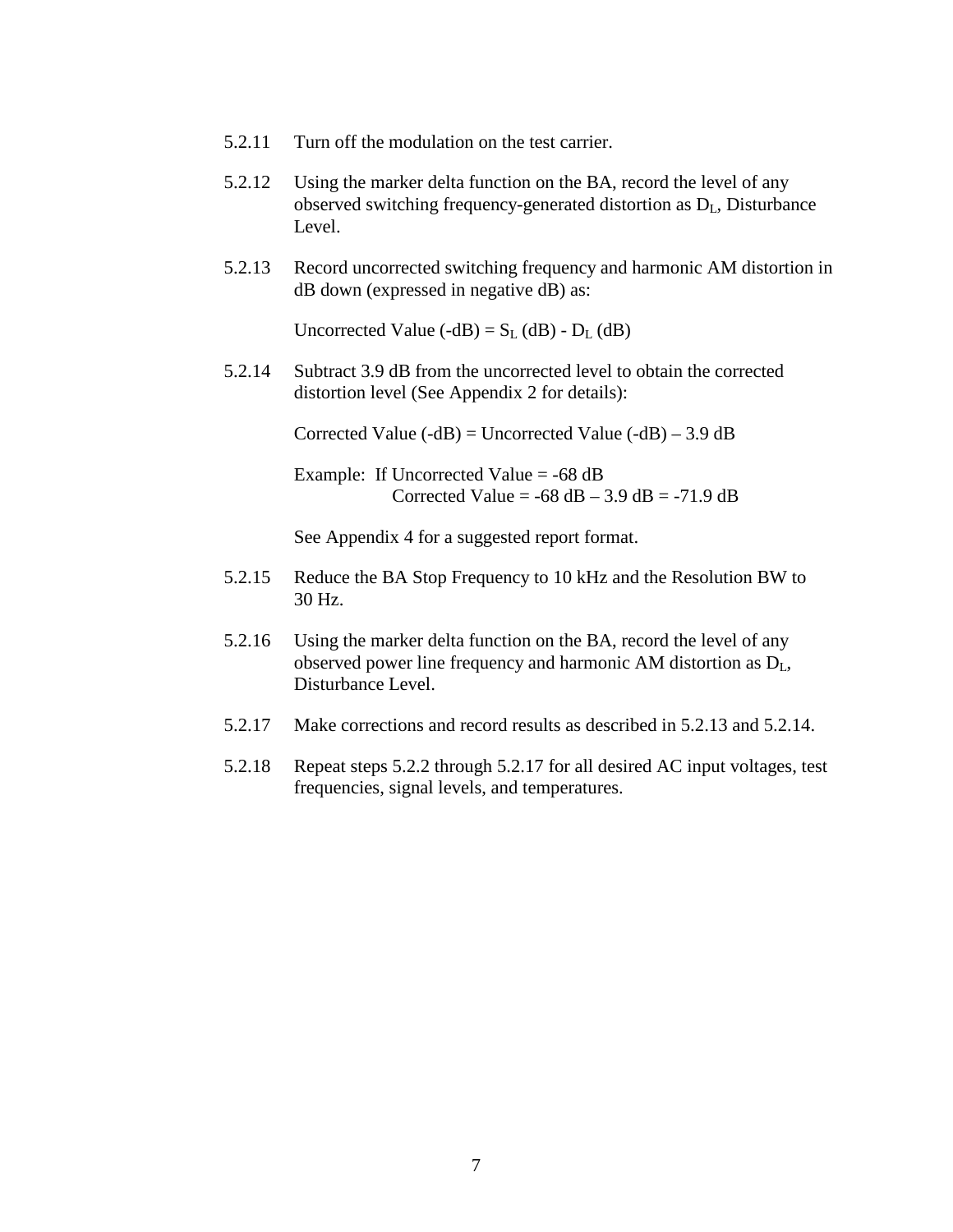5.2.11 Turn off the modulation on the test carrier.

5.2.12 Using the marker delta function on the BA, record the level of any observed switching frequency-generated distortion as $D_L$, Disturbance Level.

5.2.13 Record uncorrected switching frequency and harmonic AM distortion in dB down (expressed in negative dB) as:

Uncorrected Value (-dB) = $S_L$ (dB) - $D_L$ (dB)

5.2.14 Subtract 3.9 dB from the uncorrected level to obtain the corrected distortion level (See Appendix 2 for details):

Corrected Value (-dB) = Uncorrected Value (-dB) – 3.9 dB

Example: If Uncorrected Value = -68 dB
Corrected Value = -68 dB – 3.9 dB = -71.9 dB

See Appendix 4 for a suggested report format.

5.2.15 Reduce the BA Stop Frequency to 10 kHz and the Resolution BW to 30 Hz.

5.2.16 Using the marker delta function on the BA, record the level of any observed power line frequency and harmonic AM distortion as $D_L$, Disturbance Level.

5.2.17 Make corrections and record results as described in 5.2.13 and 5.2.14.

5.2.18 Repeat steps 5.2.2 through 5.2.17 for all desired AC input voltages, test frequencies, signal levels, and temperatures.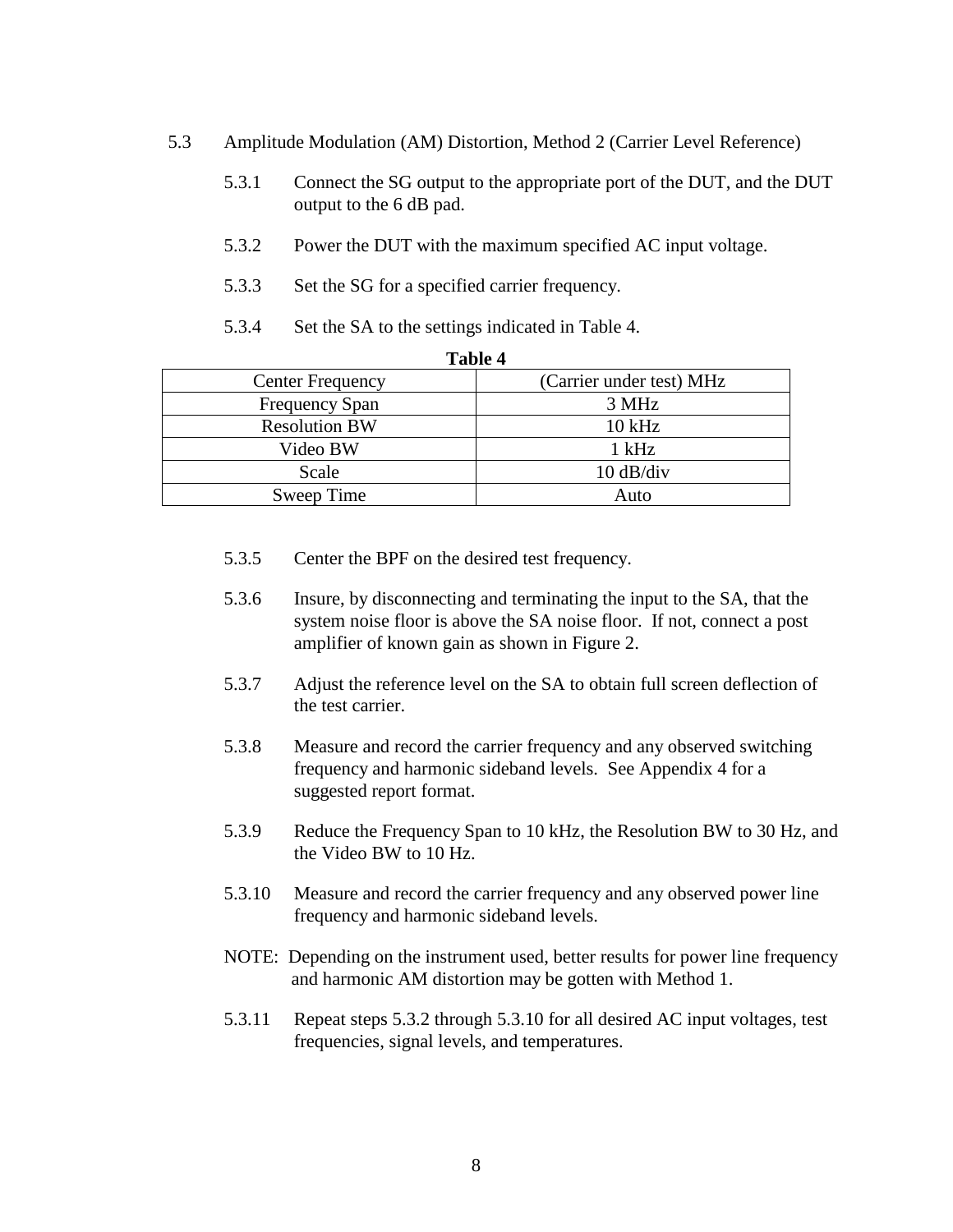## 5.3 Amplitude Modulation (AM) Distortion, Method 2 (Carrier Level Reference)

5.3.1 Connect the SG output to the appropriate port of the DUT, and the DUT output to the 6 dB pad.

5.3.2 Power the DUT with the maximum specified AC input voltage.

5.3.3 Set the SG for a specified carrier frequency.

5.3.4 Set the SA to the settings indicated in Table 4.

**Table 4**

| | |
|---|---|
| Center Frequency | (Carrier under test) MHz |
| Frequency Span | 3 MHz |
| Resolution BW | 10 kHz |
| Video BW | 1 kHz |
| Scale | 10 dB/div |
| Sweep Time | Auto |

5.3.5 Center the BPF on the desired test frequency.

5.3.6 Insure, by disconnecting and terminating the input to the SA, that the system noise floor is above the SA noise floor. If not, connect a post amplifier of known gain as shown in Figure 2.

5.3.7 Adjust the reference level on the SA to obtain full screen deflection of the test carrier.

5.3.8 Measure and record the carrier frequency and any observed switching frequency and harmonic sideband levels. See Appendix 4 for a suggested report format.

5.3.9 Reduce the Frequency Span to 10 kHz, the Resolution BW to 30 Hz, and the Video BW to 10 Hz.

5.3.10 Measure and record the carrier frequency and any observed power line frequency and harmonic sideband levels.

NOTE: Depending on the instrument used, better results for power line frequency and harmonic AM distortion may be gotten with Method 1.

5.3.11 Repeat steps 5.3.2 through 5.3.10 for all desired AC input voltages, test frequencies, signal levels, and temperatures.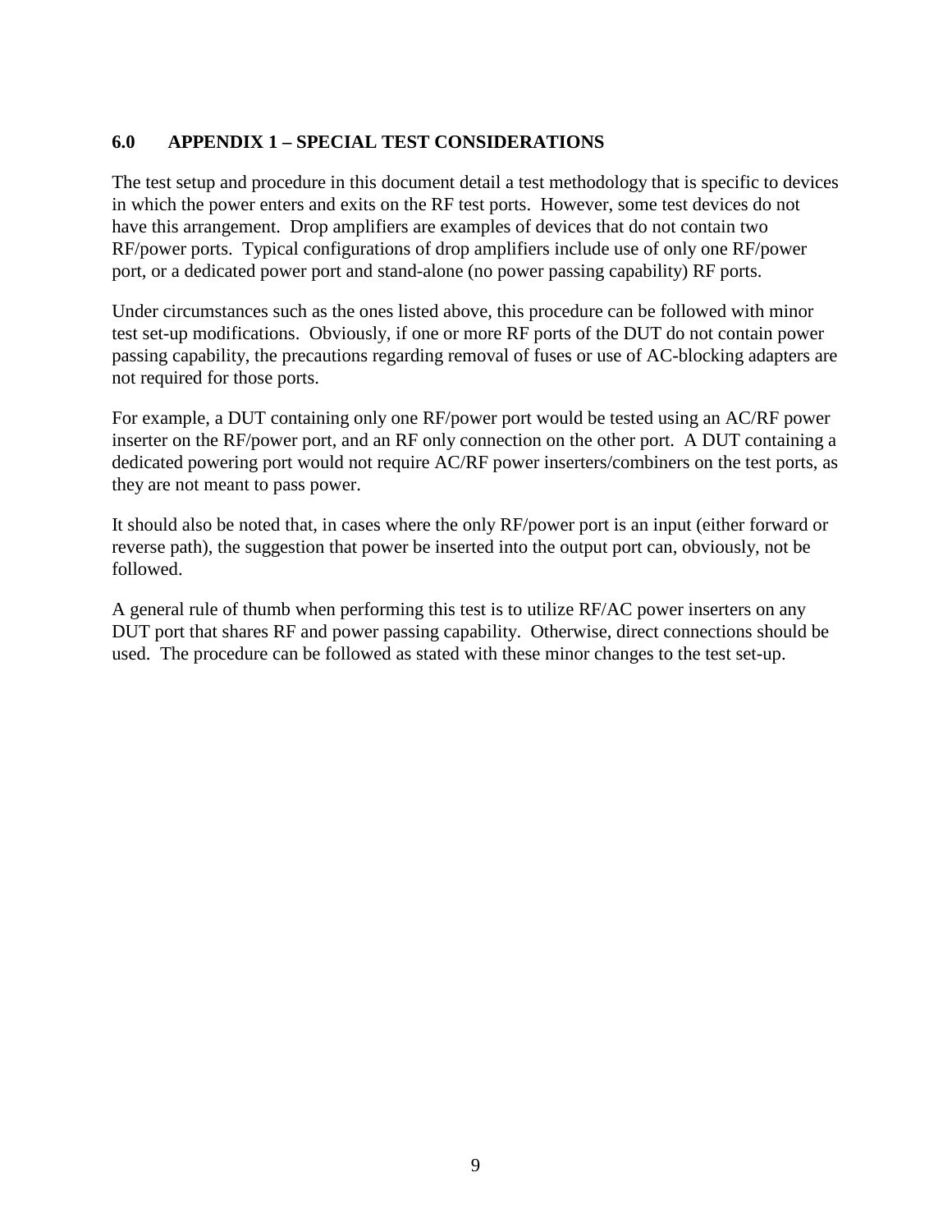## 6.0 APPENDIX 1 – SPECIAL TEST CONSIDERATIONS

The test setup and procedure in this document detail a test methodology that is specific to devices in which the power enters and exits on the RF test ports. However, some test devices do not have this arrangement. Drop amplifiers are examples of devices that do not contain two RF/power ports. Typical configurations of drop amplifiers include use of only one RF/power port, or a dedicated power port and stand-alone (no power passing capability) RF ports.

Under circumstances such as the ones listed above, this procedure can be followed with minor test set-up modifications. Obviously, if one or more RF ports of the DUT do not contain power passing capability, the precautions regarding removal of fuses or use of AC-blocking adapters are not required for those ports.

For example, a DUT containing only one RF/power port would be tested using an AC/RF power inserter on the RF/power port, and an RF only connection on the other port. A DUT containing a dedicated powering port would not require AC/RF power inserters/combiners on the test ports, as they are not meant to pass power.

It should also be noted that, in cases where the only RF/power port is an input (either forward or reverse path), the suggestion that power be inserted into the output port can, obviously, not be followed.

A general rule of thumb when performing this test is to utilize RF/AC power inserters on any DUT port that shares RF and power passing capability. Otherwise, direct connections should be used. The procedure can be followed as stated with these minor changes to the test set-up.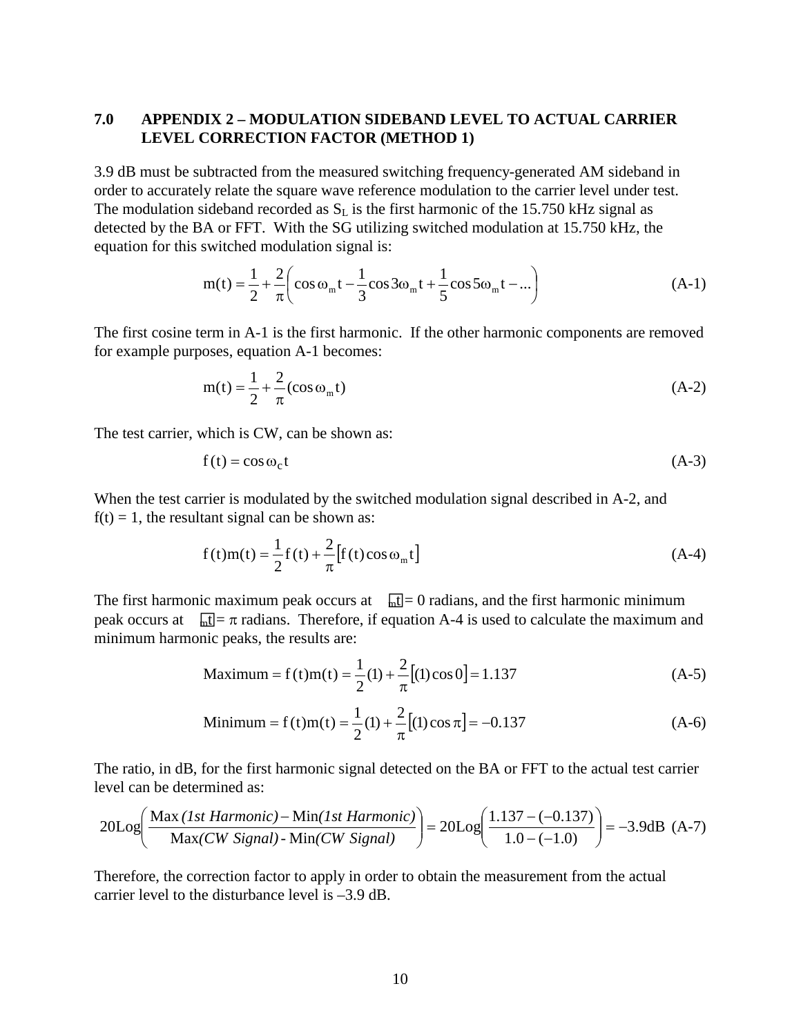## 7.0 APPENDIX 2 – MODULATION SIDEBAND LEVEL TO ACTUAL CARRIER LEVEL CORRECTION FACTOR (METHOD 1)

3.9 dB must be subtracted from the measured switching frequency-generated AM sideband in order to accurately relate the square wave reference modulation to the carrier level under test. The modulation sideband recorded as $S_L$ is the first harmonic of the 15.750 kHz signal as detected by the BA or FFT. With the SG utilizing switched modulation at 15.750 kHz, the equation for this switched modulation signal is:

$$m(t) = \frac{1}{2} + \frac{2}{\pi}\left(\cos\omega_m t - \frac{1}{3}\cos 3\omega_m t + \frac{1}{5}\cos 5\omega_m t - ...\right) \quad \text{(A-1)}$$

The first cosine term in A-1 is the first harmonic. If the other harmonic components are removed for example purposes, equation A-1 becomes:

$$m(t) = \frac{1}{2} + \frac{2}{\pi}(\cos\omega_m t) \quad \text{(A-2)}$$

The test carrier, which is CW, can be shown as:

$$f(t) = \cos\omega_c t \quad \text{(A-3)}$$

When the test carrier is modulated by the switched modulation signal described in A-2, and $f(t) = 1$, the resultant signal can be shown as:

$$f(t)m(t) = \frac{1}{2}f(t) + \frac{2}{\pi}\left[f(t)\cos\omega_m t\right] \quad \text{(A-4)}$$

The first harmonic maximum peak occurs at $\omega_m t = 0$ radians, and the first harmonic minimum peak occurs at $\omega_m t = \pi$ radians. Therefore, if equation A-4 is used to calculate the maximum and minimum harmonic peaks, the results are:

$$\text{Maximum} = f(t)m(t) = \frac{1}{2}(1) + \frac{2}{\pi}\left[(1)\cos 0\right] = 1.137 \quad \text{(A-5)}$$

$$\text{Minimum} = f(t)m(t) = \frac{1}{2}(1) + \frac{2}{\pi}\left[(1)\cos\pi\right] = -0.137 \quad \text{(A-6)}$$

The ratio, in dB, for the first harmonic signal detected on the BA or FFT to the actual test carrier level can be determined as:

$$20\text{Log}\left(\frac{\text{Max}\,\textit{(1st Harmonic)} - \text{Min}\textit{(1st Harmonic)}}{\text{Max}\textit{(CW Signal)} - \text{Min}\textit{(CW Signal)}}\right) = 20\text{Log}\left(\frac{1.137-(-0.137)}{1.0-(-1.0)}\right) = -3.9\text{dB} \quad \text{(A-7)}$$

Therefore, the correction factor to apply in order to obtain the measurement from the actual carrier level to the disturbance level is –3.9 dB.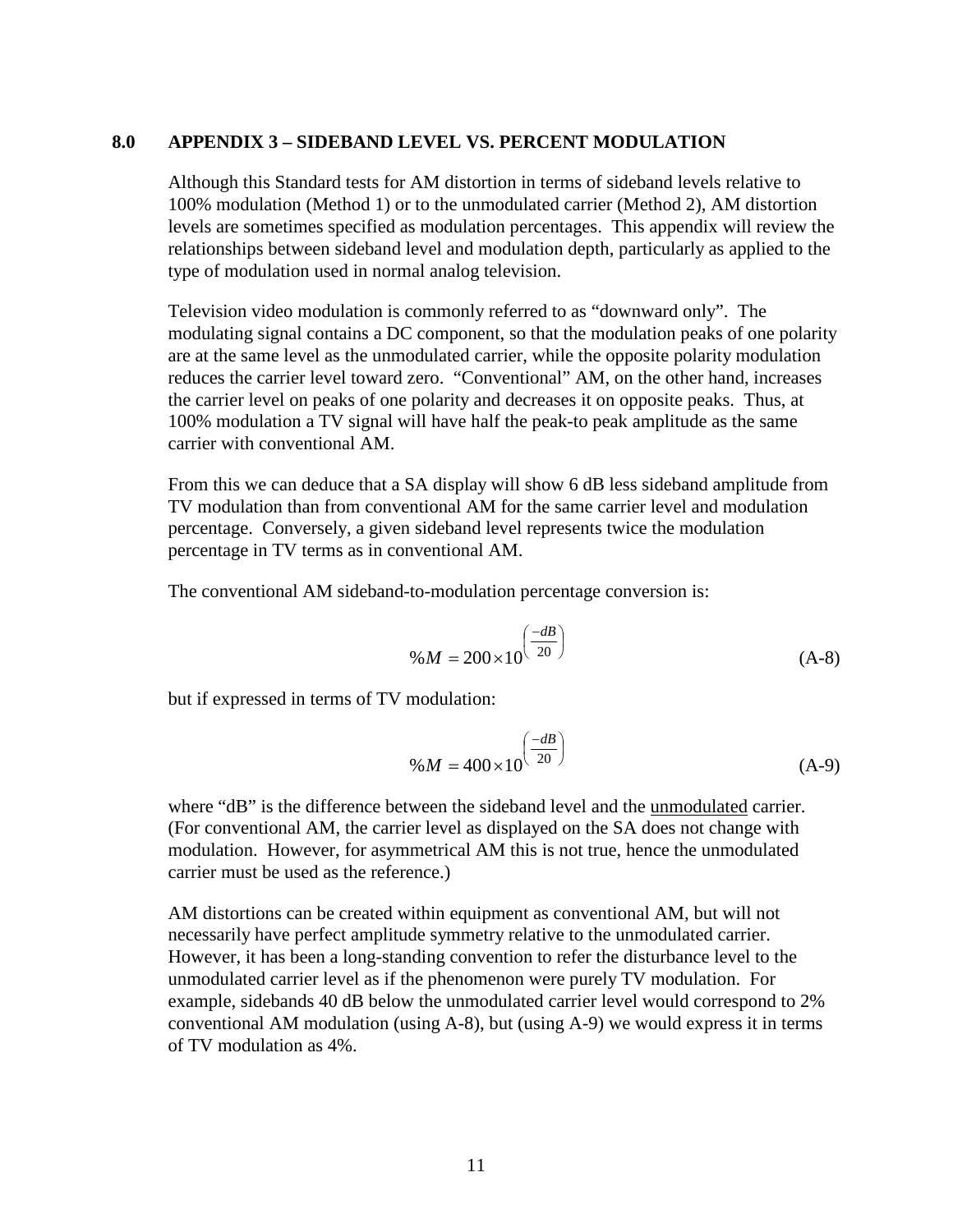## 8.0 APPENDIX 3 – SIDEBAND LEVEL VS. PERCENT MODULATION

Although this Standard tests for AM distortion in terms of sideband levels relative to 100% modulation (Method 1) or to the unmodulated carrier (Method 2), AM distortion levels are sometimes specified as modulation percentages. This appendix will review the relationships between sideband level and modulation depth, particularly as applied to the type of modulation used in normal analog television.

Television video modulation is commonly referred to as "downward only". The modulating signal contains a DC component, so that the modulation peaks of one polarity are at the same level as the unmodulated carrier, while the opposite polarity modulation reduces the carrier level toward zero. "Conventional" AM, on the other hand, increases the carrier level on peaks of one polarity and decreases it on opposite peaks. Thus, at 100% modulation a TV signal will have half the peak-to peak amplitude as the same carrier with conventional AM.

From this we can deduce that a SA display will show 6 dB less sideband amplitude from TV modulation than from conventional AM for the same carrier level and modulation percentage. Conversely, a given sideband level represents twice the modulation percentage in TV terms as in conventional AM.

The conventional AM sideband-to-modulation percentage conversion is:

$$\%M = 200 \times 10^{\left(\frac{-dB}{20}\right)} \tag{A-8}$$

but if expressed in terms of TV modulation:

$$\%M = 400 \times 10^{\left(\frac{-dB}{20}\right)} \tag{A-9}$$

where "dB" is the difference between the sideband level and the unmodulated carrier. (For conventional AM, the carrier level as displayed on the SA does not change with modulation. However, for asymmetrical AM this is not true, hence the unmodulated carrier must be used as the reference.)

AM distortions can be created within equipment as conventional AM, but will not necessarily have perfect amplitude symmetry relative to the unmodulated carrier. However, it has been a long-standing convention to refer the disturbance level to the unmodulated carrier level as if the phenomenon were purely TV modulation. For example, sidebands 40 dB below the unmodulated carrier level would correspond to 2% conventional AM modulation (using A-8), but (using A-9) we would express it in terms of TV modulation as 4%.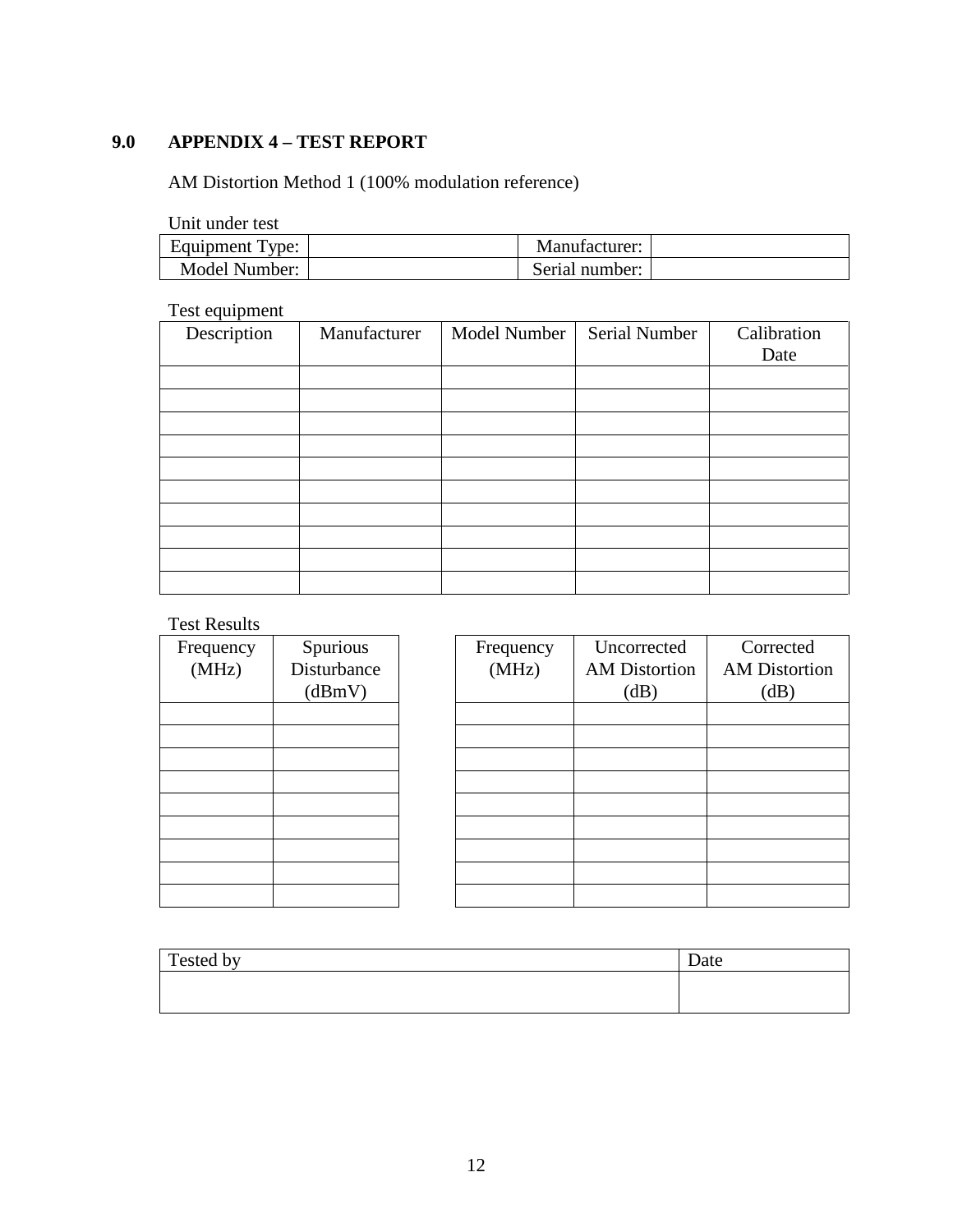## 9.0 APPENDIX 4 – TEST REPORT

AM Distortion Method 1 (100% modulation reference)

Unit under test

| | | | |
|---|---|---|---|
| Equipment Type: | | Manufacturer: | |
| Model Number: | | Serial number: | |

Test equipment

| Description | Manufacturer | Model Number | Serial Number | Calibration Date |
|---|---|---|---|---|
| | | | | |
| | | | | |
| | | | | |
| | | | | |
| | | | | |
| | | | | |
| | | | | |
| | | | | |
| | | | | |
| | | | | |

Test Results

| Frequency (MHz) | Spurious Disturbance (dBmV) |
|---|---|
| | |
| | |
| | |
| | |
| | |
| | |
| | |
| | |
| | |

| Frequency (MHz) | Uncorrected AM Distortion (dB) | Corrected AM Distortion (dB) |
|---|---|---|
| | | |
| | | |
| | | |
| | | |
| | | |
| | | |
| | | |
| | | |
| | | |

| Tested by | Date |
|---|---|
| | |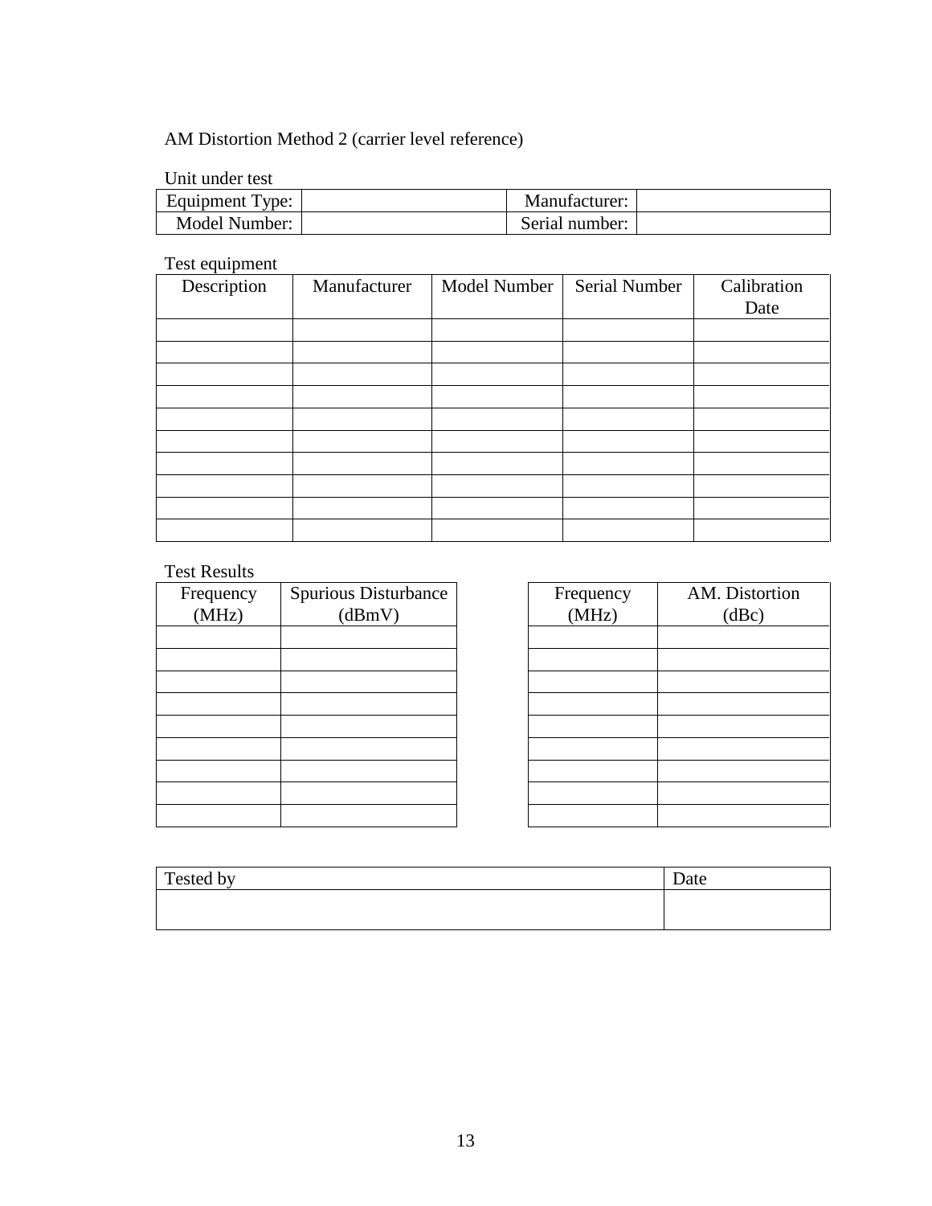AM Distortion Method 2 (carrier level reference)

Unit under test

| | | | |
|---|---|---|---|
| Equipment Type: | | Manufacturer: | |
| Model Number: | | Serial number: | |

Test equipment

| Description | Manufacturer | Model Number | Serial Number | Calibration Date |
|---|---|---|---|---|
| | | | | |
| | | | | |
| | | | | |
| | | | | |
| | | | | |
| | | | | |
| | | | | |
| | | | | |
| | | | | |
| | | | | |

Test Results

| Frequency (MHz) | Spurious Disturbance (dBmV) |
|---|---|
| | |
| | |
| | |
| | |
| | |
| | |
| | |
| | |
| | |

| Frequency (MHz) | AM. Distortion (dBc) |
|---|---|
| | |
| | |
| | |
| | |
| | |
| | |
| | |
| | |
| | |

| Tested by | Date |
|---|---|
| | |